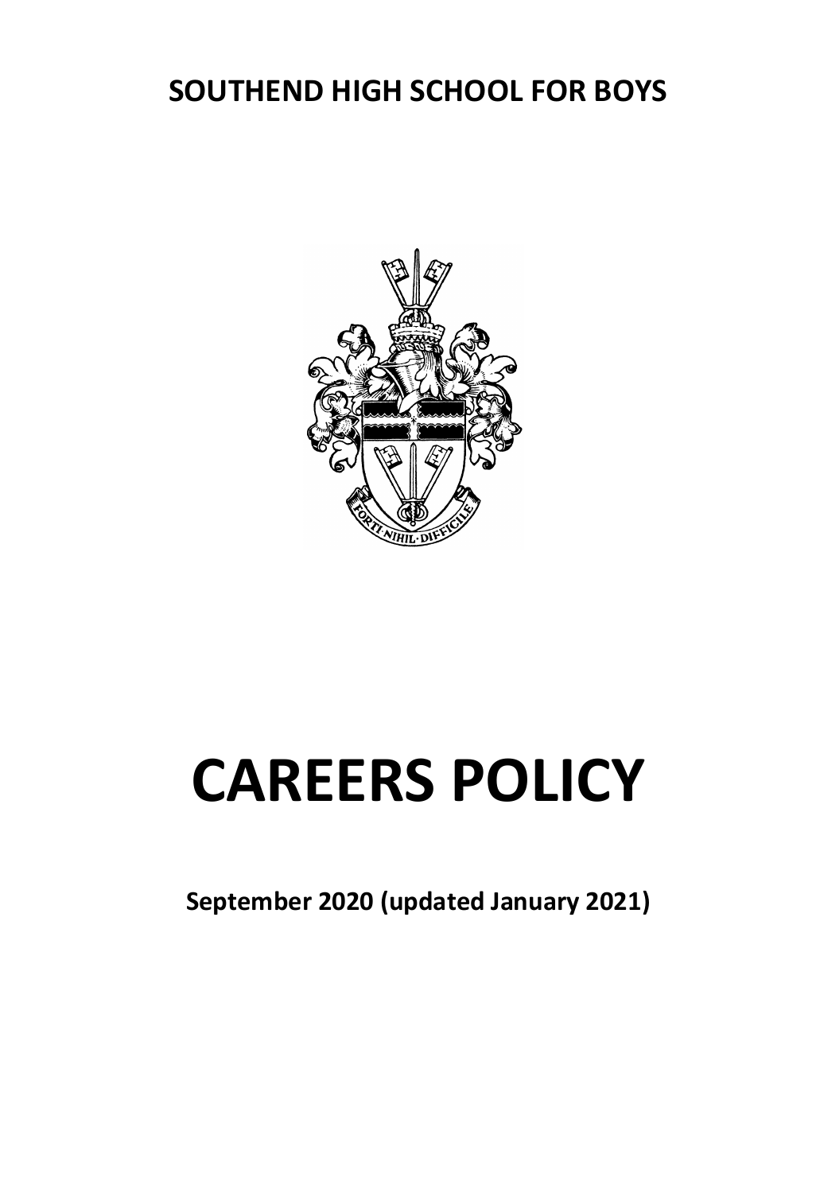**SOUTHEND HIGH SCHOOL FOR BOYS**

# CAREERS POLICY

**September 2020 (updated January 2021)**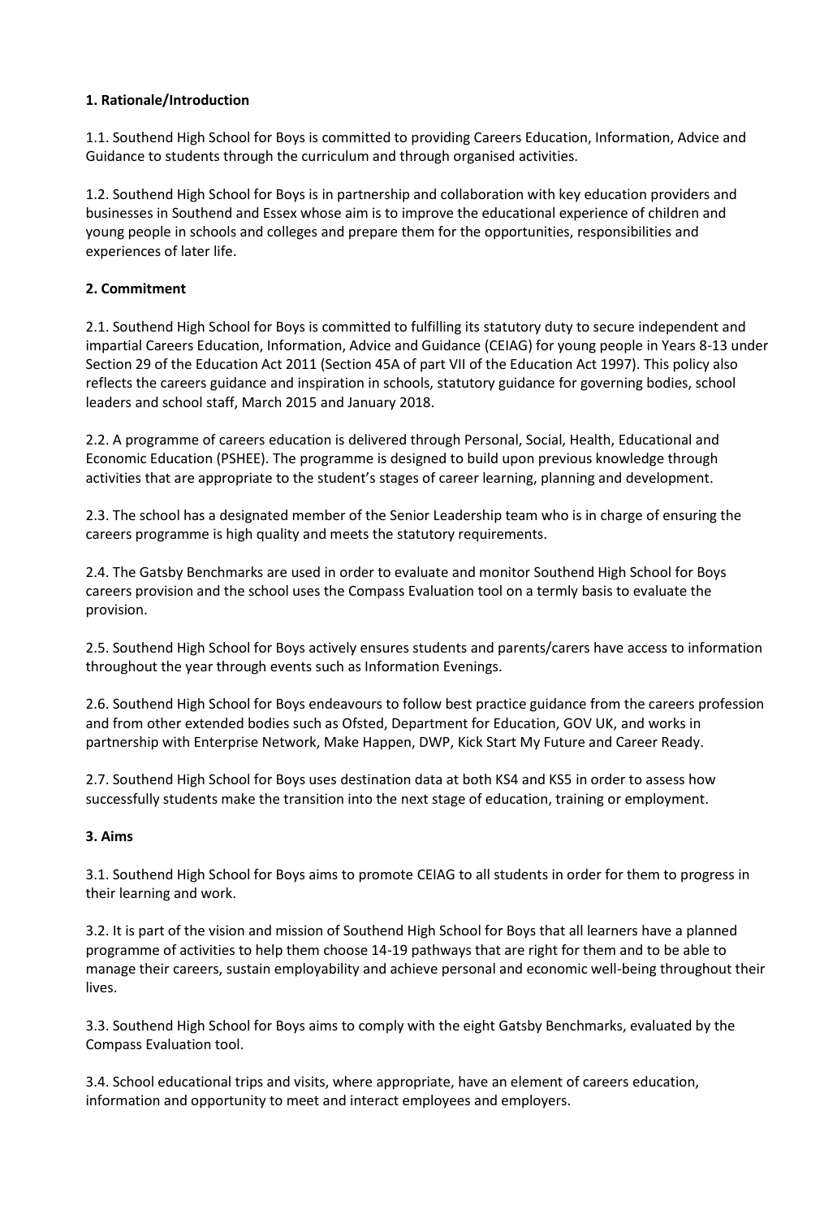**1. Rationale/Introduction**

1.1. Southend High School for Boys is committed to providing Careers Education, Information, Advice and Guidance to students through the curriculum and through organised activities.

1.2. Southend High School for Boys is in partnership and collaboration with key education providers and businesses in Southend and Essex whose aim is to improve the educational experience of children and young people in schools and colleges and prepare them for the opportunities, responsibilities and experiences of later life.

**2. Commitment**

2.1. Southend High School for Boys is committed to fulfilling its statutory duty to secure independent and impartial Careers Education, Information, Advice and Guidance (CEIAG) for young people in Years 8-13 under Section 29 of the Education Act 2011 (Section 45A of part VII of the Education Act 1997). This policy also reflects the careers guidance and inspiration in schools, statutory guidance for governing bodies, school leaders and school staff, March 2015 and January 2018.

2.2. A programme of careers education is delivered through Personal, Social, Health, Educational and Economic Education (PSHEE). The programme is designed to build upon previous knowledge through activities that are appropriate to the student's stages of career learning, planning and development.

2.3. The school has a designated member of the Senior Leadership team who is in charge of ensuring the careers programme is high quality and meets the statutory requirements.

2.4. The Gatsby Benchmarks are used in order to evaluate and monitor Southend High School for Boys careers provision and the school uses the Compass Evaluation tool on a termly basis to evaluate the provision.

2.5. Southend High School for Boys actively ensures students and parents/carers have access to information throughout the year through events such as Information Evenings.

2.6. Southend High School for Boys endeavours to follow best practice guidance from the careers profession and from other extended bodies such as Ofsted, Department for Education, GOV UK, and works in partnership with Enterprise Network, Make Happen, DWP, Kick Start My Future and Career Ready.

2.7. Southend High School for Boys uses destination data at both KS4 and KS5 in order to assess how successfully students make the transition into the next stage of education, training or employment.

**3. Aims**

3.1. Southend High School for Boys aims to promote CEIAG to all students in order for them to progress in their learning and work.

3.2. It is part of the vision and mission of Southend High School for Boys that all learners have a planned programme of activities to help them choose 14-19 pathways that are right for them and to be able to manage their careers, sustain employability and achieve personal and economic well-being throughout their lives.

3.3. Southend High School for Boys aims to comply with the eight Gatsby Benchmarks, evaluated by the Compass Evaluation tool.

3.4. School educational trips and visits, where appropriate, have an element of careers education, information and opportunity to meet and interact employees and employers.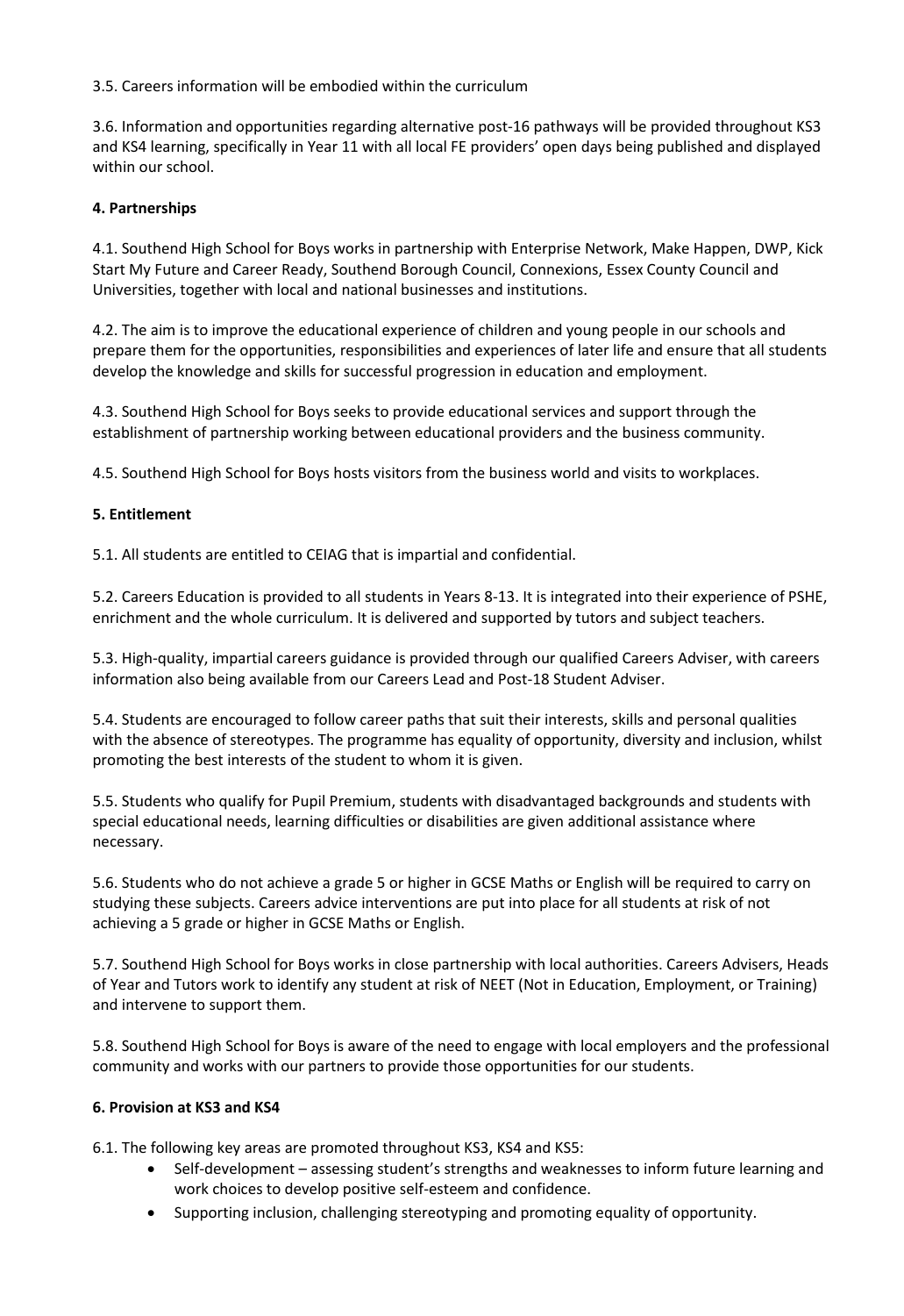3.5. Careers information will be embodied within the curriculum

3.6. Information and opportunities regarding alternative post-16 pathways will be provided throughout KS3 and KS4 learning, specifically in Year 11 with all local FE providers' open days being published and displayed within our school.

**4. Partnerships**

4.1. Southend High School for Boys works in partnership with Enterprise Network, Make Happen, DWP, Kick Start My Future and Career Ready, Southend Borough Council, Connexions, Essex County Council and Universities, together with local and national businesses and institutions.

4.2. The aim is to improve the educational experience of children and young people in our schools and prepare them for the opportunities, responsibilities and experiences of later life and ensure that all students develop the knowledge and skills for successful progression in education and employment.

4.3. Southend High School for Boys seeks to provide educational services and support through the establishment of partnership working between educational providers and the business community.

4.5. Southend High School for Boys hosts visitors from the business world and visits to workplaces.

**5. Entitlement**

5.1. All students are entitled to CEIAG that is impartial and confidential.

5.2. Careers Education is provided to all students in Years 8-13. It is integrated into their experience of PSHE, enrichment and the whole curriculum. It is delivered and supported by tutors and subject teachers.

5.3. High-quality, impartial careers guidance is provided through our qualified Careers Adviser, with careers information also being available from our Careers Lead and Post-18 Student Adviser.

5.4. Students are encouraged to follow career paths that suit their interests, skills and personal qualities with the absence of stereotypes. The programme has equality of opportunity, diversity and inclusion, whilst promoting the best interests of the student to whom it is given.

5.5. Students who qualify for Pupil Premium, students with disadvantaged backgrounds and students with special educational needs, learning difficulties or disabilities are given additional assistance where necessary.

5.6. Students who do not achieve a grade 5 or higher in GCSE Maths or English will be required to carry on studying these subjects. Careers advice interventions are put into place for all students at risk of not achieving a 5 grade or higher in GCSE Maths or English.

5.7. Southend High School for Boys works in close partnership with local authorities. Careers Advisers, Heads of Year and Tutors work to identify any student at risk of NEET (Not in Education, Employment, or Training) and intervene to support them.

5.8. Southend High School for Boys is aware of the need to engage with local employers and the professional community and works with our partners to provide those opportunities for our students.

**6. Provision at KS3 and KS4**

6.1. The following key areas are promoted throughout KS3, KS4 and KS5:

- Self-development – assessing student's strengths and weaknesses to inform future learning and work choices to develop positive self-esteem and confidence.
- Supporting inclusion, challenging stereotyping and promoting equality of opportunity.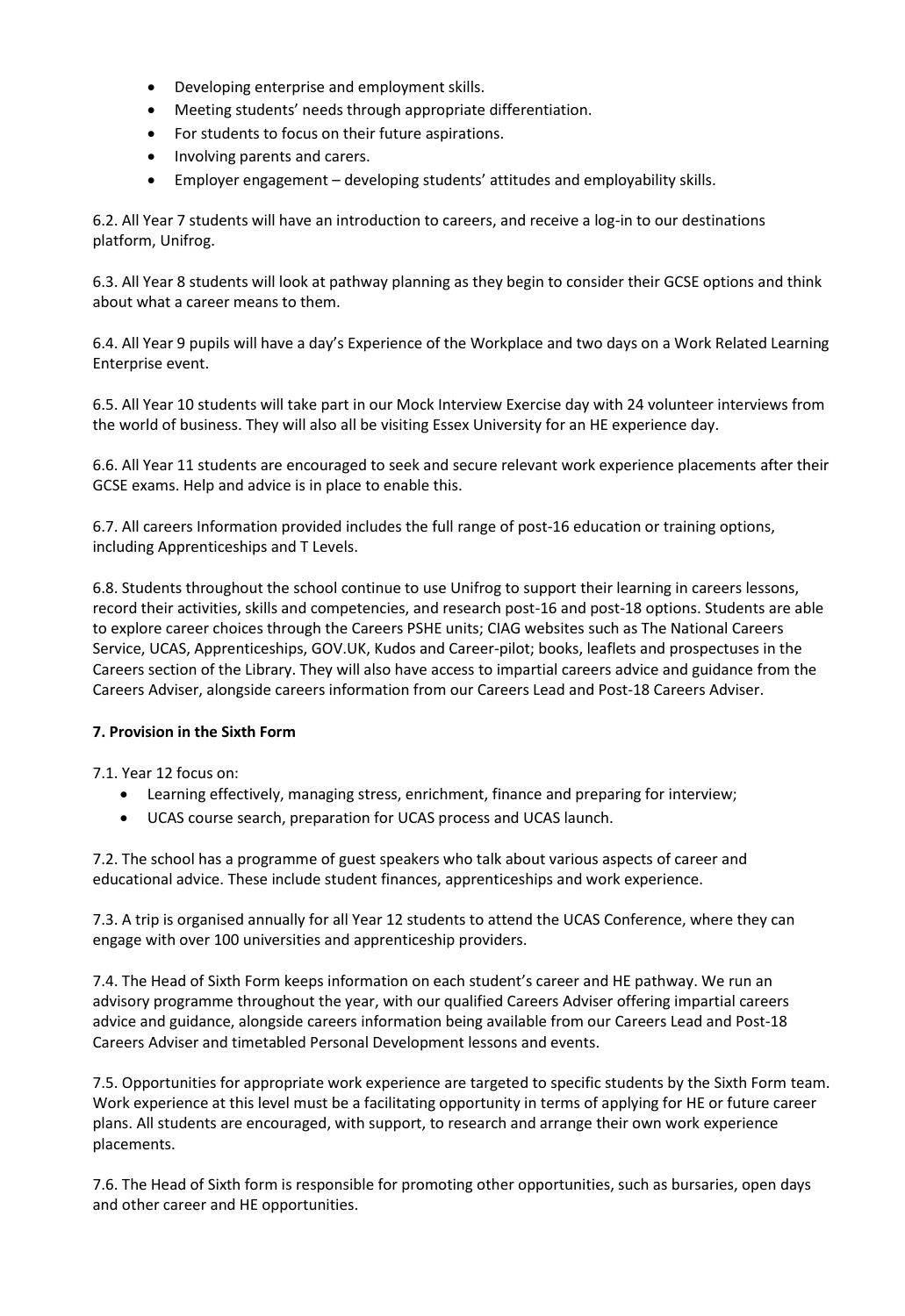- Developing enterprise and employment skills.
- Meeting students' needs through appropriate differentiation.
- For students to focus on their future aspirations.
- Involving parents and carers.
- Employer engagement – developing students' attitudes and employability skills.

6.2. All Year 7 students will have an introduction to careers, and receive a log-in to our destinations platform, Unifrog.

6.3. All Year 8 students will look at pathway planning as they begin to consider their GCSE options and think about what a career means to them.

6.4. All Year 9 pupils will have a day's Experience of the Workplace and two days on a Work Related Learning Enterprise event.

6.5. All Year 10 students will take part in our Mock Interview Exercise day with 24 volunteer interviews from the world of business. They will also all be visiting Essex University for an HE experience day.

6.6. All Year 11 students are encouraged to seek and secure relevant work experience placements after their GCSE exams. Help and advice is in place to enable this.

6.7. All careers Information provided includes the full range of post-16 education or training options, including Apprenticeships and T Levels.

6.8. Students throughout the school continue to use Unifrog to support their learning in careers lessons, record their activities, skills and competencies, and research post-16 and post-18 options. Students are able to explore career choices through the Careers PSHE units; CIAG websites such as The National Careers Service, UCAS, Apprenticeships, GOV.UK, Kudos and Career-pilot; books, leaflets and prospectuses in the Careers section of the Library. They will also have access to impartial careers advice and guidance from the Careers Adviser, alongside careers information from our Careers Lead and Post-18 Careers Adviser.

**7. Provision in the Sixth Form**

7.1. Year 12 focus on:

- Learning effectively, managing stress, enrichment, finance and preparing for interview;
- UCAS course search, preparation for UCAS process and UCAS launch.

7.2. The school has a programme of guest speakers who talk about various aspects of career and educational advice. These include student finances, apprenticeships and work experience.

7.3. A trip is organised annually for all Year 12 students to attend the UCAS Conference, where they can engage with over 100 universities and apprenticeship providers.

7.4. The Head of Sixth Form keeps information on each student's career and HE pathway. We run an advisory programme throughout the year, with our qualified Careers Adviser offering impartial careers advice and guidance, alongside careers information being available from our Careers Lead and Post-18 Careers Adviser and timetabled Personal Development lessons and events.

7.5. Opportunities for appropriate work experience are targeted to specific students by the Sixth Form team. Work experience at this level must be a facilitating opportunity in terms of applying for HE or future career plans. All students are encouraged, with support, to research and arrange their own work experience placements.

7.6. The Head of Sixth form is responsible for promoting other opportunities, such as bursaries, open days and other career and HE opportunities.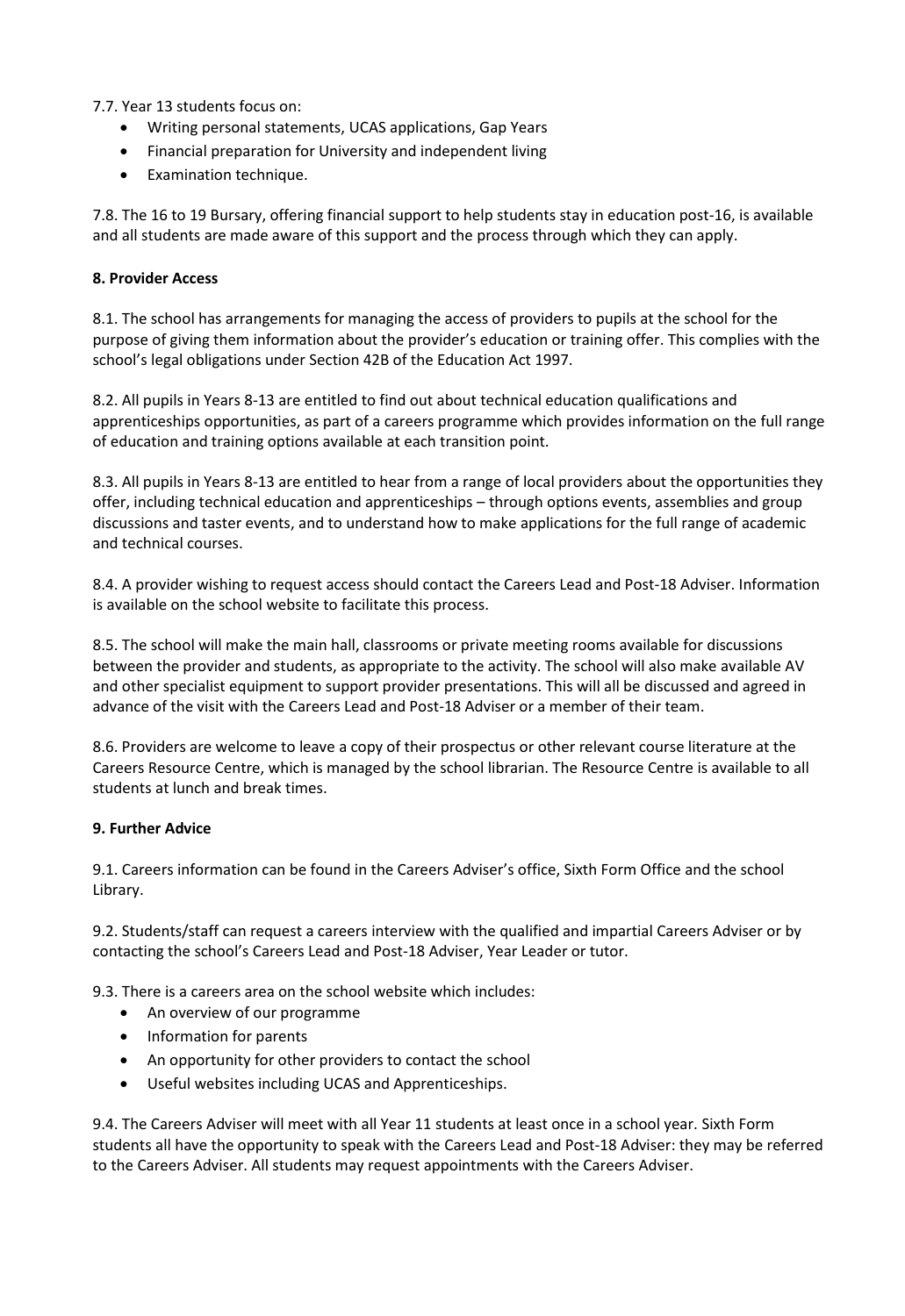7.7. Year 13 students focus on:

- Writing personal statements, UCAS applications, Gap Years
- Financial preparation for University and independent living
- Examination technique.

7.8. The 16 to 19 Bursary, offering financial support to help students stay in education post-16, is available and all students are made aware of this support and the process through which they can apply.

**8. Provider Access**

8.1. The school has arrangements for managing the access of providers to pupils at the school for the purpose of giving them information about the provider's education or training offer. This complies with the school's legal obligations under Section 42B of the Education Act 1997.

8.2. All pupils in Years 8-13 are entitled to find out about technical education qualifications and apprenticeships opportunities, as part of a careers programme which provides information on the full range of education and training options available at each transition point.

8.3. All pupils in Years 8-13 are entitled to hear from a range of local providers about the opportunities they offer, including technical education and apprenticeships – through options events, assemblies and group discussions and taster events, and to understand how to make applications for the full range of academic and technical courses.

8.4. A provider wishing to request access should contact the Careers Lead and Post-18 Adviser. Information is available on the school website to facilitate this process.

8.5. The school will make the main hall, classrooms or private meeting rooms available for discussions between the provider and students, as appropriate to the activity. The school will also make available AV and other specialist equipment to support provider presentations. This will all be discussed and agreed in advance of the visit with the Careers Lead and Post-18 Adviser or a member of their team.

8.6. Providers are welcome to leave a copy of their prospectus or other relevant course literature at the Careers Resource Centre, which is managed by the school librarian. The Resource Centre is available to all students at lunch and break times.

**9. Further Advice**

9.1. Careers information can be found in the Careers Adviser's office, Sixth Form Office and the school Library.

9.2. Students/staff can request a careers interview with the qualified and impartial Careers Adviser or by contacting the school's Careers Lead and Post-18 Adviser, Year Leader or tutor.

9.3. There is a careers area on the school website which includes:

- An overview of our programme
- Information for parents
- An opportunity for other providers to contact the school
- Useful websites including UCAS and Apprenticeships.

9.4. The Careers Adviser will meet with all Year 11 students at least once in a school year. Sixth Form students all have the opportunity to speak with the Careers Lead and Post-18 Adviser: they may be referred to the Careers Adviser. All students may request appointments with the Careers Adviser.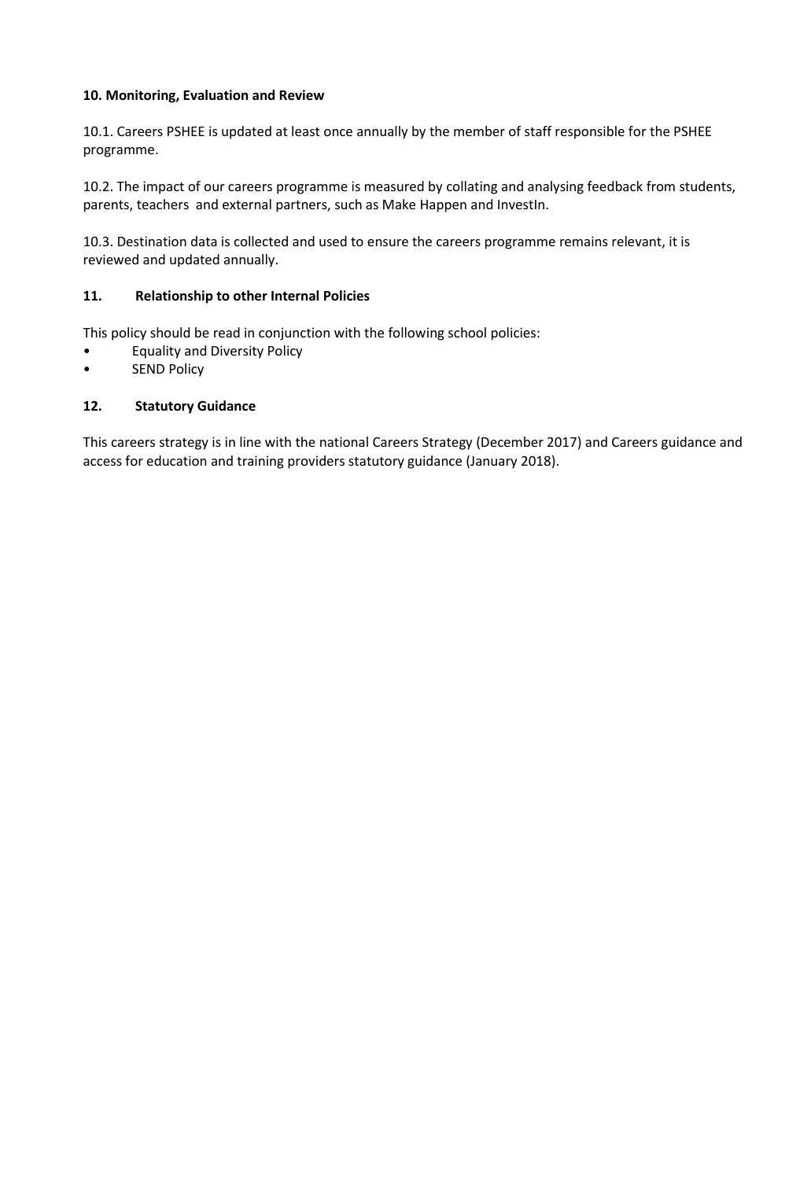**10. Monitoring, Evaluation and Review**

10.1. Careers PSHEE is updated at least once annually by the member of staff responsible for the PSHEE programme.

10.2. The impact of our careers programme is measured by collating and analysing feedback from students, parents, teachers and external partners, such as Make Happen and InvestIn.

10.3. Destination data is collected and used to ensure the careers programme remains relevant, it is reviewed and updated annually.

**11. Relationship to other Internal Policies**

This policy should be read in conjunction with the following school policies:

- Equality and Diversity Policy
- SEND Policy

**12. Statutory Guidance**

This careers strategy is in line with the national Careers Strategy (December 2017) and Careers guidance and access for education and training providers statutory guidance (January 2018).